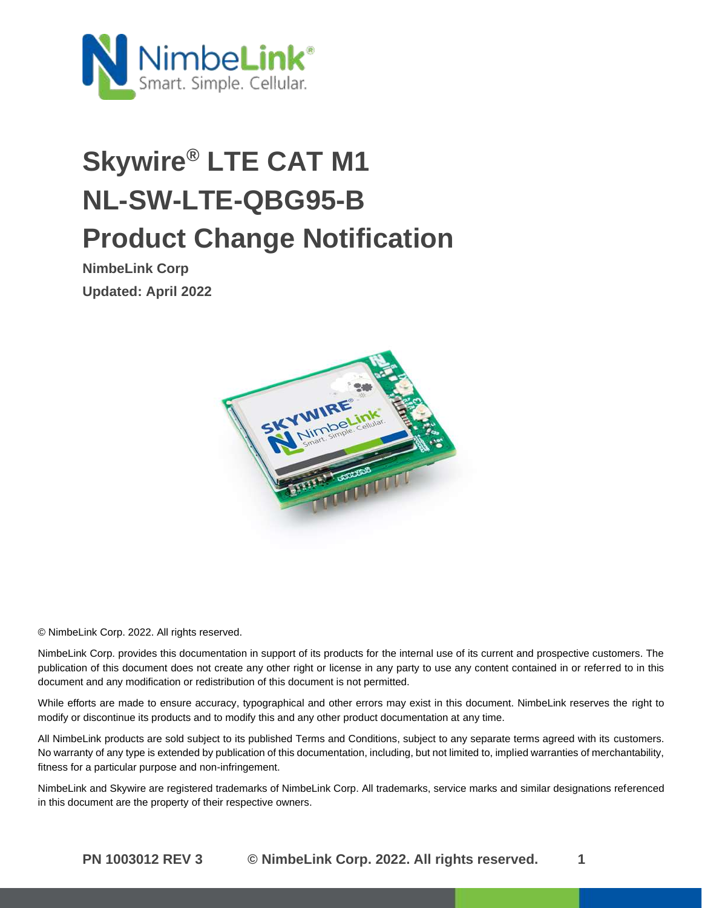# Skywire® LTE CAT M1

# NL-SW-LTE-QBG95-B

# Product Change Notification

**NimbeLink Corp**

**Updated: April 2022**

© NimbeLink Corp. 2022. All rights reserved.

NimbeLink Corp. provides this documentation in support of its products for the internal use of its current and prospective customers. The publication of this document does not create any other right or license in any party to use any content contained in or referred to in this document and any modification or redistribution of this document is not permitted.

While efforts are made to ensure accuracy, typographical and other errors may exist in this document. NimbeLink reserves the right to modify or discontinue its products and to modify this and any other product documentation at any time.

All NimbeLink products are sold subject to its published Terms and Conditions, subject to any separate terms agreed with its customers. No warranty of any type is extended by publication of this documentation, including, but not limited to, implied warranties of merchantability, fitness for a particular purpose and non-infringement.

NimbeLink and Skywire are registered trademarks of NimbeLink Corp. All trademarks, service marks and similar designations referenced in this document are the property of their respective owners.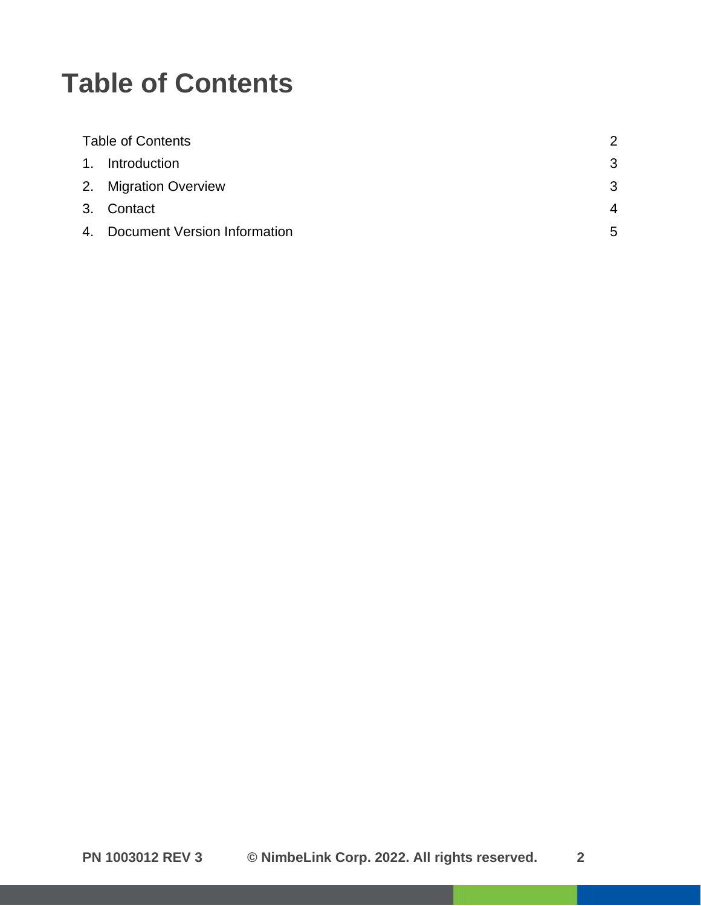# Table of Contents

| | |
|---|---|
| Table of Contents | 2 |
| 1. Introduction | 3 |
| 2. Migration Overview | 3 |
| 3. Contact | 4 |
| 4. Document Version Information | 5 |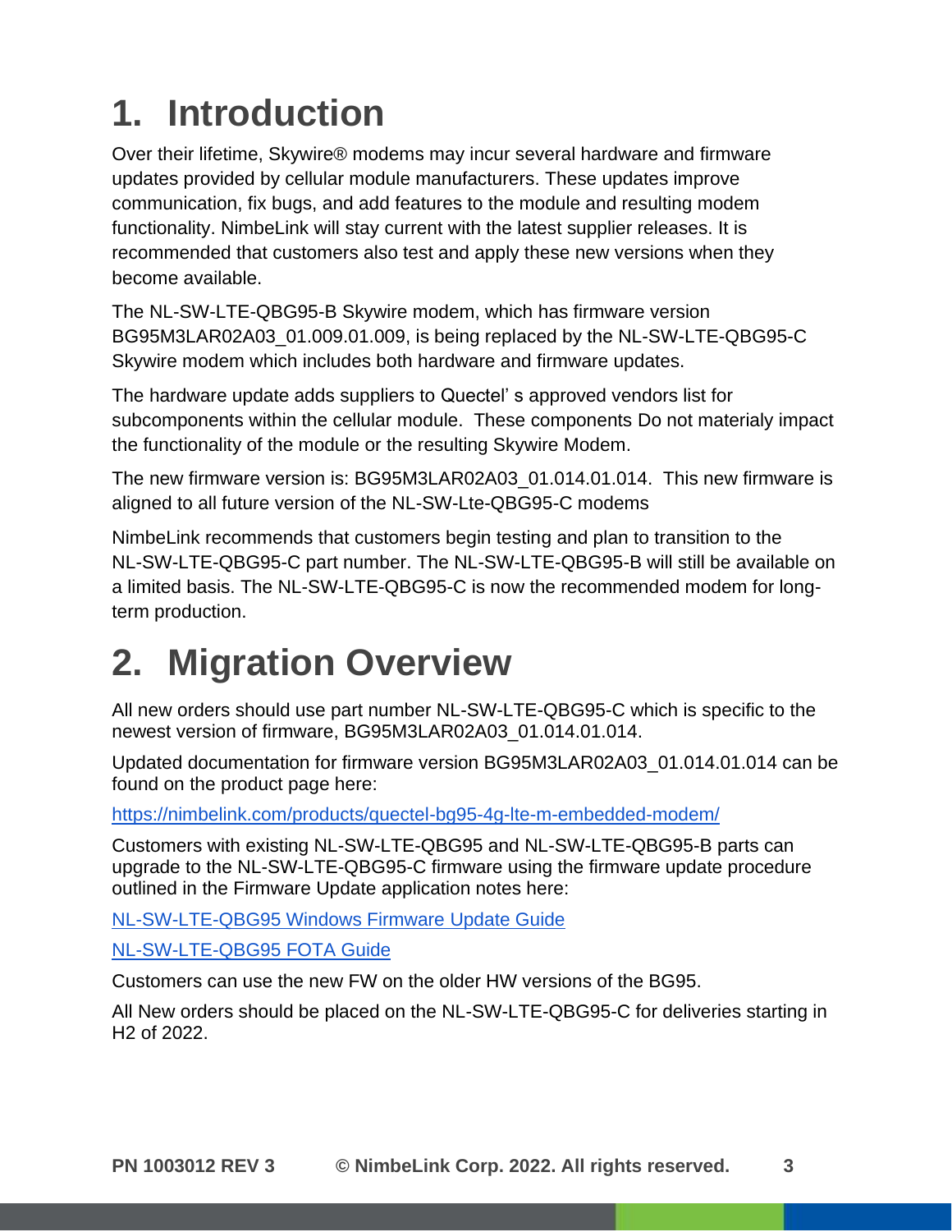# 1. Introduction

Over their lifetime, Skywire® modems may incur several hardware and firmware updates provided by cellular module manufacturers. These updates improve communication, fix bugs, and add features to the module and resulting modem functionality. NimbeLink will stay current with the latest supplier releases. It is recommended that customers also test and apply these new versions when they become available.

The NL-SW-LTE-QBG95-B Skywire modem, which has firmware version BG95M3LAR02A03_01.009.01.009, is being replaced by the NL-SW-LTE-QBG95-C Skywire modem which includes both hardware and firmware updates.

The hardware update adds suppliers to Quectel' s approved vendors list for subcomponents within the cellular module. These components Do not materialy impact the functionality of the module or the resulting Skywire Modem.

The new firmware version is: BG95M3LAR02A03_01.014.01.014. This new firmware is aligned to all future version of the NL-SW-Lte-QBG95-C modems

NimbeLink recommends that customers begin testing and plan to transition to the NL-SW-LTE-QBG95-C part number. The NL-SW-LTE-QBG95-B will still be available on a limited basis. The NL-SW-LTE-QBG95-C is now the recommended modem for long-term production.

# 2. Migration Overview

All new orders should use part number NL-SW-LTE-QBG95-C which is specific to the newest version of firmware, BG95M3LAR02A03_01.014.01.014.

Updated documentation for firmware version BG95M3LAR02A03_01.014.01.014 can be found on the product page here:

[https://nimbelink.com/products/quectel-bg95-4g-lte-m-embedded-modem/](https://nimbelink.com/products/quectel-bg95-4g-lte-m-embedded-modem/)

Customers with existing NL-SW-LTE-QBG95 and NL-SW-LTE-QBG95-B parts can upgrade to the NL-SW-LTE-QBG95-C firmware using the firmware update procedure outlined in the Firmware Update application notes here:

NL-SW-LTE-QBG95 Windows Firmware Update Guide

NL-SW-LTE-QBG95 FOTA Guide

Customers can use the new FW on the older HW versions of the BG95.

All New orders should be placed on the NL-SW-LTE-QBG95-C for deliveries starting in H2 of 2022.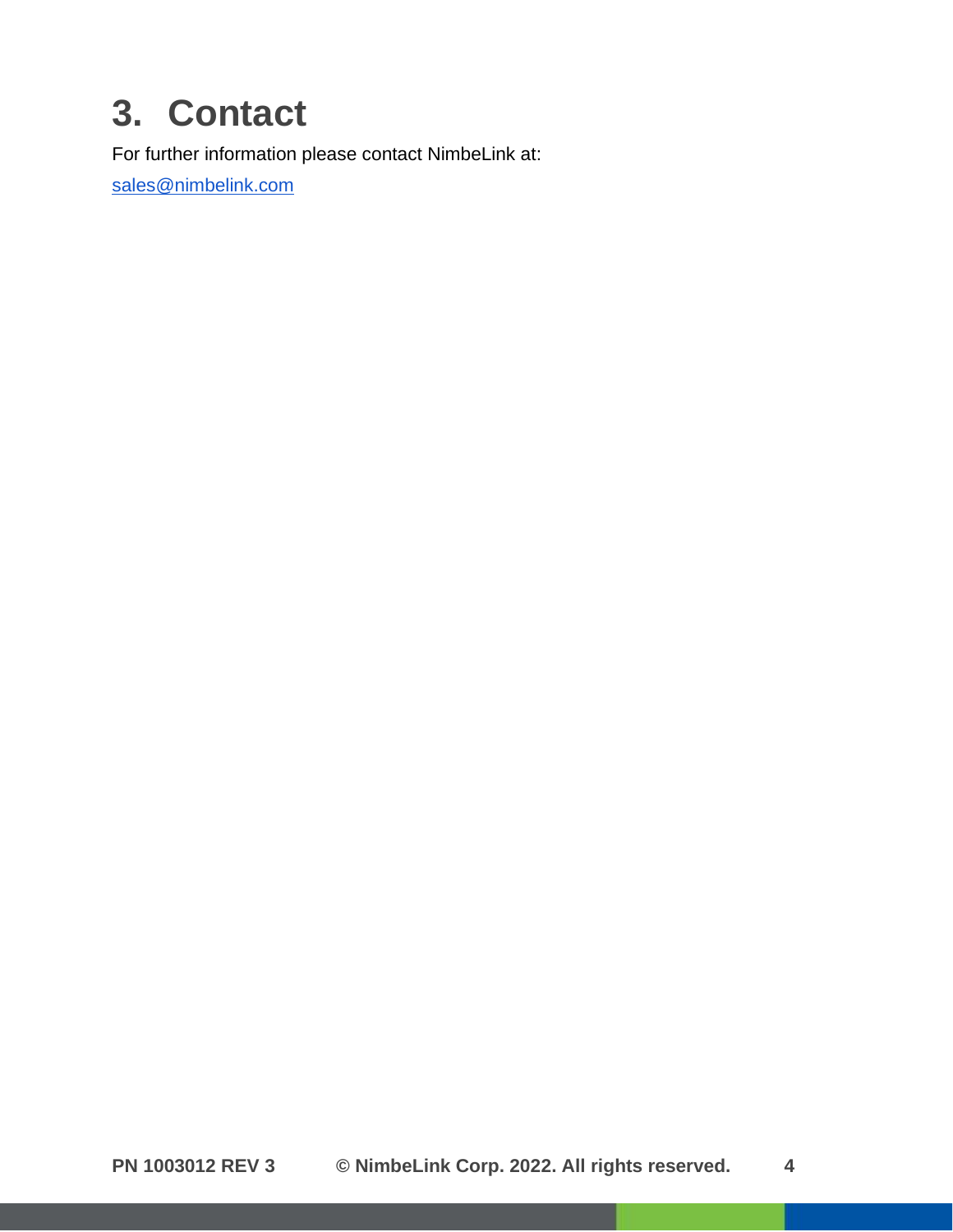# 3. Contact

For further information please contact NimbeLink at:

sales@nimbelink.com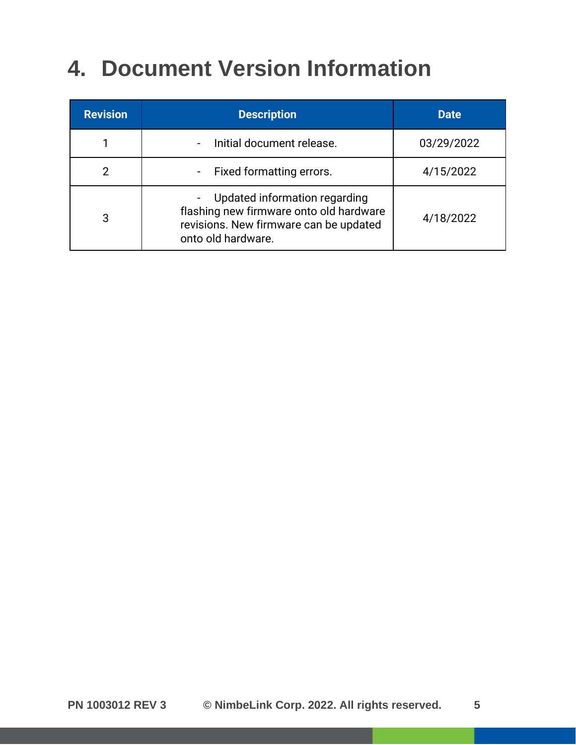# 4. Document Version Information

| Revision | Description | Date |
| --- | --- | --- |
| 1 | - Initial document release. | 03/29/2022 |
| 2 | - Fixed formatting errors. | 4/15/2022 |
| 3 | - Updated information regarding flashing new firmware onto old hardware revisions. New firmware can be updated onto old hardware. | 4/18/2022 |